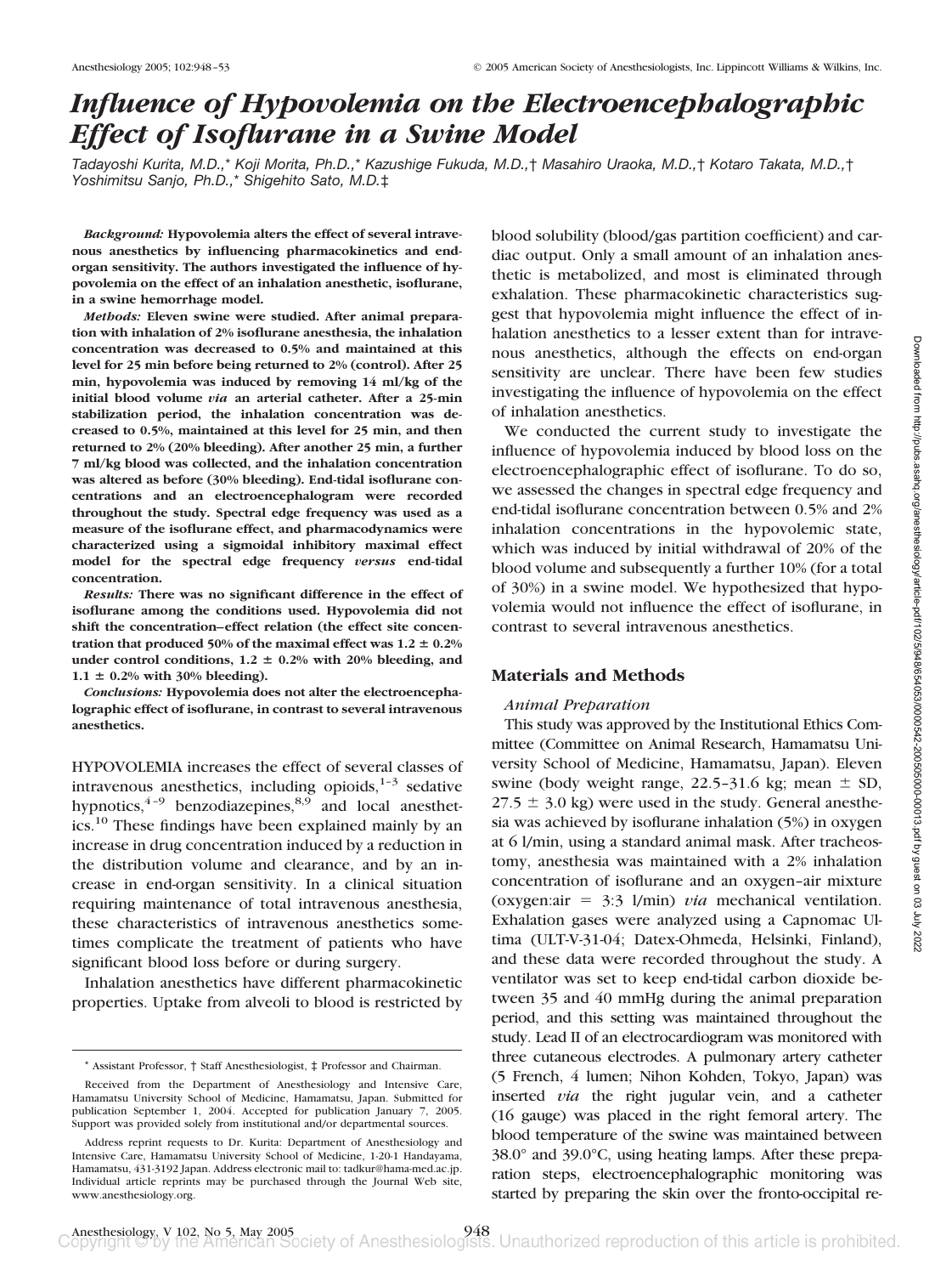# *Influence of Hypovolemia on the Electroencephalographic Effect of Isoflurane in a Swine Model*

*Tadayoshi Kurita, M.D.,\* Koji Morita, Ph.D.,\* Kazushige Fukuda, M.D.,† Masahiro Uraoka, M.D.,† Kotaro Takata, M.D.,† Yoshimitsu Sanjo, Ph.D.,\* Shigehito Sato, M.D.‡*

***Background:*** **Hypovolemia alters the effect of several intravenous anesthetics by influencing pharmacokinetics and end-organ sensitivity. The authors investigated the influence of hypovolemia on the effect of an inhalation anesthetic, isoflurane, in a swine hemorrhage model.**

***Methods:*** **Eleven swine were studied. After animal preparation with inhalation of 2% isoflurane anesthesia, the inhalation concentration was decreased to 0.5% and maintained at this level for 25 min before being returned to 2% (control). After 25 min, hypovolemia was induced by removing 14 ml/kg of the initial blood volume *via* an arterial catheter. After a 25-min stabilization period, the inhalation concentration was decreased to 0.5%, maintained at this level for 25 min, and then returned to 2% (20% bleeding). After another 25 min, a further 7 ml/kg blood was collected, and the inhalation concentration was altered as before (30% bleeding). End-tidal isoflurane concentrations and an electroencephalogram were recorded throughout the study. Spectral edge frequency was used as a measure of the isoflurane effect, and pharmacodynamics were characterized using a sigmoidal inhibitory maximal effect model for the spectral edge frequency *versus* end-tidal concentration.**

***Results:*** **There was no significant difference in the effect of isoflurane among the conditions used. Hypovolemia did not shift the concentration–effect relation (the effect site concentration that produced 50% of the maximal effect was 1.2 ± 0.2% under control conditions, 1.2 ± 0.2% with 20% bleeding, and 1.1 ± 0.2% with 30% bleeding).**

***Conclusions:*** **Hypovolemia does not alter the electroencephalographic effect of isoflurane, in contrast to several intravenous anesthetics.**

HYPOVOLEMIA increases the effect of several classes of intravenous anesthetics, including opioids,[1–3] sedative hypnotics,[4–9] benzodiazepines,[8,9] and local anesthetics.[10] These findings have been explained mainly by an increase in drug concentration induced by a reduction in the distribution volume and clearance, and by an increase in end-organ sensitivity. In a clinical situation requiring maintenance of total intravenous anesthesia, these characteristics of intravenous anesthetics sometimes complicate the treatment of patients who have significant blood loss before or during surgery.

Inhalation anesthetics have different pharmacokinetic properties. Uptake from alveoli to blood is restricted by blood solubility (blood/gas partition coefficient) and cardiac output. Only a small amount of an inhalation anesthetic is metabolized, and most is eliminated through exhalation. These pharmacokinetic characteristics suggest that hypovolemia might influence the effect of inhalation anesthetics to a lesser extent than for intravenous anesthetics, although the effects on end-organ sensitivity are unclear. There have been few studies investigating the influence of hypovolemia on the effect of inhalation anesthetics.

We conducted the current study to investigate the influence of hypovolemia induced by blood loss on the electroencephalographic effect of isoflurane. To do so, we assessed the changes in spectral edge frequency and end-tidal isoflurane concentration between 0.5% and 2% inhalation concentrations in the hypovolemic state, which was induced by initial withdrawal of 20% of the blood volume and subsequently a further 10% (for a total of 30%) in a swine model. We hypothesized that hypovolemia would not influence the effect of isoflurane, in contrast to several intravenous anesthetics.

## Materials and Methods

### *Animal Preparation*

This study was approved by the Institutional Ethics Committee (Committee on Animal Research, Hamamatsu University School of Medicine, Hamamatsu, Japan). Eleven swine (body weight range, 22.5–31.6 kg; mean ± SD, 27.5 ± 3.0 kg) were used in the study. General anesthesia was achieved by isoflurane inhalation (5%) in oxygen at 6 l/min, using a standard animal mask. After tracheostomy, anesthesia was maintained with a 2% inhalation concentration of isoflurane and an oxygen–air mixture (oxygen:air = 3:3 l/min) *via* mechanical ventilation. Exhalation gases were analyzed using a Capnomac Ultima (ULT-V-31-04; Datex-Ohmeda, Helsinki, Finland), and these data were recorded throughout the study. A ventilator was set to keep end-tidal carbon dioxide between 35 and 40 mmHg during the animal preparation period, and this setting was maintained throughout the study. Lead II of an electrocardiogram was monitored with three cutaneous electrodes. A pulmonary artery catheter (5 French, 4 lumen; Nihon Kohden, Tokyo, Japan) was inserted *via* the right jugular vein, and a catheter (16 gauge) was placed in the right femoral artery. The blood temperature of the swine was maintained between 38.0° and 39.0°C, using heating lamps. After these preparation steps, electroencephalographic monitoring was started by preparing the skin over the fronto-occipital re-

---

\* Assistant Professor, † Staff Anesthesiologist, ‡ Professor and Chairman.

Received from the Department of Anesthesiology and Intensive Care, Hamamatsu University School of Medicine, Hamamatsu, Japan. Submitted for publication September 1, 2004. Accepted for publication January 7, 2005. Support was provided solely from institutional and/or departmental sources.

Address reprint requests to Dr. Kurita: Department of Anesthesiology and Intensive Care, Hamamatsu University School of Medicine, 1-20-1 Handayama, Hamamatsu, 431-3192 Japan. Address electronic mail to: tadkur@hama-med.ac.jp. Individual article reprints may be purchased through the Journal Web site, www.anesthesiology.org.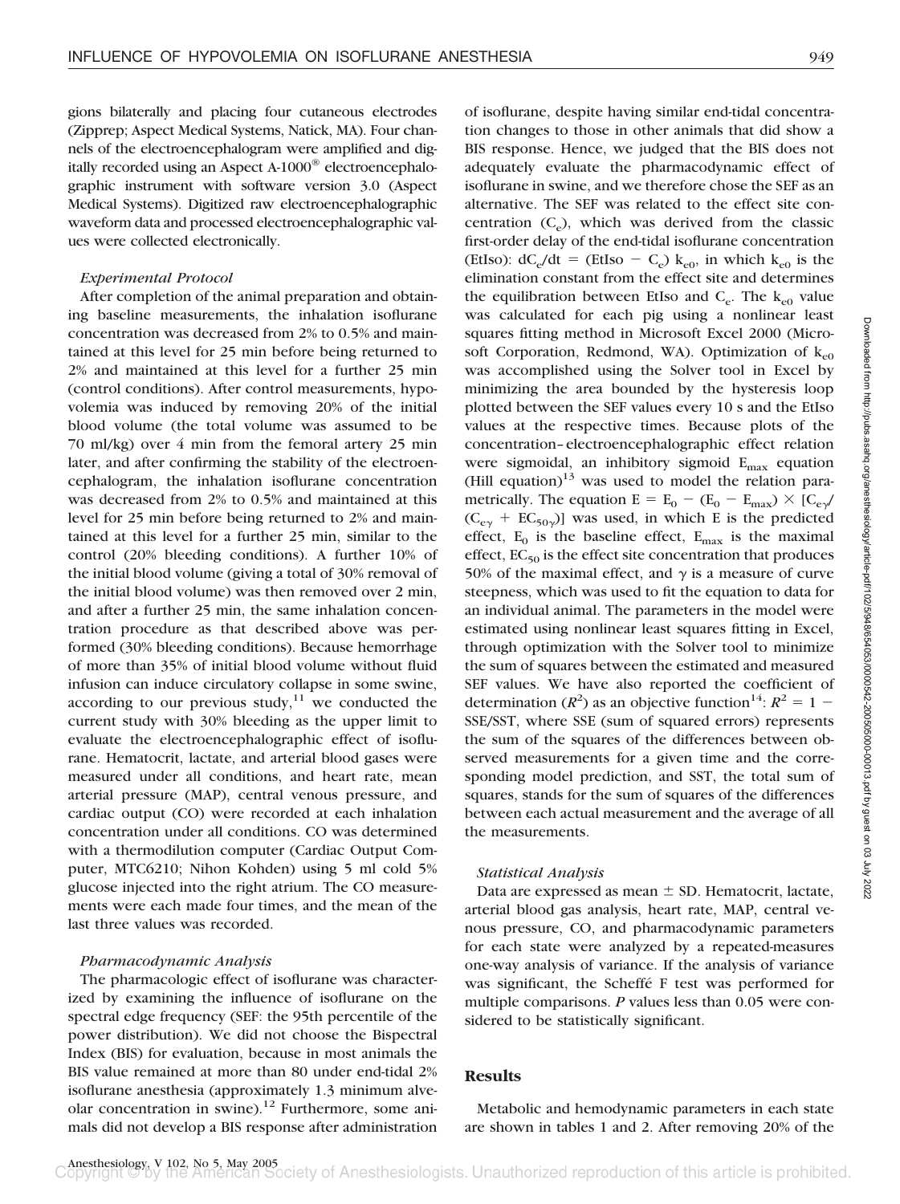gions bilaterally and placing four cutaneous electrodes (Zipprep; Aspect Medical Systems, Natick, MA). Four channels of the electroencephalogram were amplified and digitally recorded using an Aspect A-1000® electroencephalographic instrument with software version 3.0 (Aspect Medical Systems). Digitized raw electroencephalographic waveform data and processed electroencephalographic values were collected electronically.

### *Experimental Protocol*

After completion of the animal preparation and obtaining baseline measurements, the inhalation isoflurane concentration was decreased from 2% to 0.5% and maintained at this level for 25 min before being returned to 2% and maintained at this level for a further 25 min (control conditions). After control measurements, hypovolemia was induced by removing 20% of the initial blood volume (the total volume was assumed to be 70 ml/kg) over 4 min from the femoral artery 25 min later, and after confirming the stability of the electroencephalogram, the inhalation isoflurane concentration was decreased from 2% to 0.5% and maintained at this level for 25 min before being returned to 2% and maintained at this level for a further 25 min, similar to the control (20% bleeding conditions). A further 10% of the initial blood volume (giving a total of 30% removal of the initial blood volume) was then removed over 2 min, and after a further 25 min, the same inhalation concentration procedure as that described above was performed (30% bleeding conditions). Because hemorrhage of more than 35% of initial blood volume without fluid infusion can induce circulatory collapse in some swine, according to our previous study,[11] we conducted the current study with 30% bleeding as the upper limit to evaluate the electroencephalographic effect of isoflurane. Hematocrit, lactate, and arterial blood gases were measured under all conditions, and heart rate, mean arterial pressure (MAP), central venous pressure, and cardiac output (CO) were recorded at each inhalation concentration under all conditions. CO was determined with a thermodilution computer (Cardiac Output Computer, MTC6210; Nihon Kohden) using 5 ml cold 5% glucose injected into the right atrium. The CO measurements were each made four times, and the mean of the last three values was recorded.

### *Pharmacodynamic Analysis*

The pharmacologic effect of isoflurane was characterized by examining the influence of isoflurane on the spectral edge frequency (SEF: the 95th percentile of the power distribution). We did not choose the Bispectral Index (BIS) for evaluation, because in most animals the BIS value remained at more than 80 under end-tidal 2% isoflurane anesthesia (approximately 1.3 minimum alveolar concentration in swine).[12] Furthermore, some animals did not develop a BIS response after administration of isoflurane, despite having similar end-tidal concentration changes to those in other animals that did show a BIS response. Hence, we judged that the BIS does not adequately evaluate the pharmacodynamic effect of isoflurane in swine, and we therefore chose the SEF as an alternative. The SEF was related to the effect site concentration ($C_e$), which was derived from the classic first-order delay of the end-tidal isoflurane concentration (EtIso): $dC_e/dt = (EtIso - C_e)\,k_{e0}$, in which $k_{e0}$ is the elimination constant from the effect site and determines the equilibration between EtIso and $C_e$. The $k_{e0}$ value was calculated for each pig using a nonlinear least squares fitting method in Microsoft Excel 2000 (Microsoft Corporation, Redmond, WA). Optimization of $k_{e0}$ was accomplished using the Solver tool in Excel by minimizing the area bounded by the hysteresis loop plotted between the SEF values every 10 s and the EtIso values at the respective times. Because plots of the concentration–electroencephalographic effect relation were sigmoidal, an inhibitory sigmoid $E_{max}$ equation (Hill equation)[13] was used to model the relation parametrically. The equation $E = E_0 - (E_0 - E_{max}) \times [C_e{}^{\gamma}/(C_e{}^{\gamma} + EC_{50}{}^{\gamma})]$ was used, in which E is the predicted effect, $E_0$ is the baseline effect, $E_{max}$ is the maximal effect, $EC_{50}$ is the effect site concentration that produces 50% of the maximal effect, and $\gamma$ is a measure of curve steepness, which was used to fit the equation to data for an individual animal. The parameters in the model were estimated using nonlinear least squares fitting in Excel, through optimization with the Solver tool to minimize the sum of squares between the estimated and measured SEF values. We have also reported the coefficient of determination ($R^2$) as an objective function[14]: $R^2 = 1 - SSE/SST$, where SSE (sum of squared errors) represents the sum of the squares of the differences between observed measurements for a given time and the corresponding model prediction, and SST, the total sum of squares, stands for the sum of squares of the differences between each actual measurement and the average of all the measurements.

### *Statistical Analysis*

Data are expressed as mean ± SD. Hematocrit, lactate, arterial blood gas analysis, heart rate, MAP, central venous pressure, CO, and pharmacodynamic parameters for each state were analyzed by a repeated-measures one-way analysis of variance. If the analysis of variance was significant, the Scheffé F test was performed for multiple comparisons. *P* values less than 0.05 were considered to be statistically significant.

## Results

Metabolic and hemodynamic parameters in each state are shown in tables 1 and 2. After removing 20% of the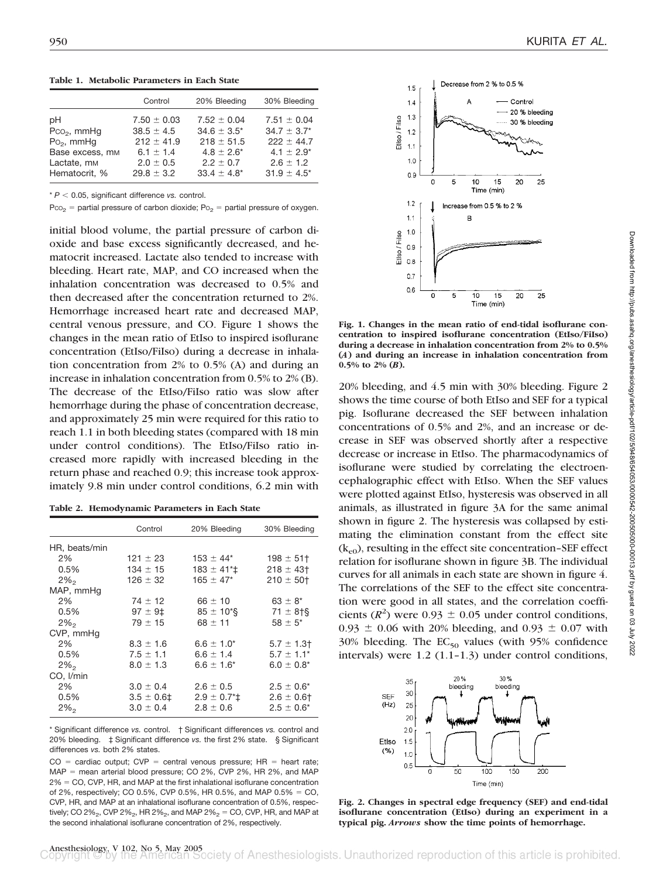**Table 1. Metabolic Parameters in Each State**

| | Control | 20% Bleeding | 30% Bleeding |
|---|---|---|---|
| pH | 7.50 ± 0.03 | 7.52 ± 0.04 | 7.51 ± 0.04 |
| $P_{CO_2}$, mmHg | 38.5 ± 4.5 | 34.6 ± 3.5* | 34.7 ± 3.7* |
| $P_{O_2}$, mmHg | 212 ± 41.9 | 218 ± 51.5 | 222 ± 44.7 |
| Base excess, mM | 6.1 ± 1.4 | 4.8 ± 2.6* | 4.1 ± 2.9* |
| Lactate, mM | 2.0 ± 0.5 | 2.2 ± 0.7 | 2.6 ± 1.2 |
| Hematocrit, % | 29.8 ± 3.2 | 33.4 ± 4.8* | 31.9 ± 4.5* |

* $P < 0.05$, significant difference *vs.* control.

$P_{CO_2}$ = partial pressure of carbon dioxide; $P_{O_2}$ = partial pressure of oxygen.

initial blood volume, the partial pressure of carbon dioxide and base excess significantly decreased, and hematocrit increased. Lactate also tended to increase with bleeding. Heart rate, MAP, and CO increased when the inhalation concentration was decreased to 0.5% and then decreased after the concentration returned to 2%. Hemorrhage increased heart rate and decreased MAP, central venous pressure, and CO. Figure 1 shows the changes in the mean ratio of EtIso to inspired isoflurane concentration (EtIso/FiIso) during a decrease in inhalation concentration from 2% to 0.5% (A) and during an increase in inhalation concentration from 0.5% to 2% (B). The decrease of the EtIso/FiIso ratio was slow after hemorrhage during the phase of concentration decrease, and approximately 25 min were required for this ratio to reach 1.1 in both bleeding states (compared with 18 min under control conditions). The EtIso/FiIso ratio increased more rapidly with increased bleeding in the return phase and reached 0.9; this increase took approximately 9.8 min under control conditions, 6.2 min with 20% bleeding, and 4.5 min with 30% bleeding. Figure 2 shows the time course of both EtIso and SEF for a typical pig. Isoflurane decreased the SEF between inhalation concentrations of 0.5% and 2%, and an increase or decrease in SEF was observed shortly after a respective decrease or increase in EtIso. The pharmacodynamics of isoflurane were studied by correlating the electroencephalographic effect with EtIso. When the SEF values were plotted against EtIso, hysteresis was observed in all animals, as illustrated in figure 3A for the same animal shown in figure 2. The hysteresis was collapsed by estimating the elimination constant from the effect site ($k_{e0}$), resulting in the effect site concentration–SEF effect relation for isoflurane shown in figure 3B. The individual curves for all animals in each state are shown in figure 4. The correlations of the SEF to the effect site concentration were good in all states, and the correlation coefficients ($R^2$) were 0.93 ± 0.05 under control conditions, 0.93 ± 0.06 with 20% bleeding, and 0.93 ± 0.07 with 30% bleeding. The $EC_{50}$ values (with 95% confidence intervals) were 1.2 (1.1–1.3) under control conditions,

**Table 2. Hemodynamic Parameters in Each State**

| | Control | 20% Bleeding | 30% Bleeding |
|---|---|---|---|
| HR, beats/min | | | |
| 2% | 121 ± 23 | 153 ± 44* | 198 ± 51† |
| 0.5% | 134 ± 15 | 183 ± 41*‡ | 218 ± 43† |
| $2\%_2$ | 126 ± 32 | 165 ± 47* | 210 ± 50† |
| MAP, mmHg | | | |
| 2% | 74 ± 12 | 66 ± 10 | 63 ± 8* |
| 0.5% | 97 ± 9‡ | 85 ± 10*§ | 71 ± 8†§ |
| $2\%_2$ | 79 ± 15 | 68 ± 11 | 58 ± 5* |
| CVP, mmHg | | | |
| 2% | 8.3 ± 1.6 | 6.6 ± 1.0* | 5.7 ± 1.3† |
| 0.5% | 7.5 ± 1.1 | 6.6 ± 1.4 | 5.7 ± 1.1* |
| $2\%_2$ | 8.0 ± 1.3 | 6.6 ± 1.6* | 6.0 ± 0.8* |
| CO, l/min | | | |
| 2% | 3.0 ± 0.4 | 2.6 ± 0.5 | 2.5 ± 0.6* |
| 0.5% | 3.5 ± 0.6‡ | 2.9 ± 0.7*‡ | 2.6 ± 0.6† |
| $2\%_2$ | 3.0 ± 0.4 | 2.8 ± 0.6 | 2.5 ± 0.6* |

* Significant difference *vs.* control. † Significant differences *vs.* control and 20% bleeding. ‡ Significant difference *vs.* the first 2% state. § Significant differences *vs.* both 2% states.

CO = cardiac output; CVP = central venous pressure; HR = heart rate; MAP = mean arterial blood pressure; CO 2%, CVP 2%, HR 2%, and MAP 2% = CO, CVP, HR, and MAP at the first inhalational isoflurane concentration of 2%, respectively; CO 0.5%, CVP 0.5%, HR 0.5%, and MAP 0.5% = CO, CVP, HR, and MAP at an inhalational isoflurane concentration of 0.5%, respectively; CO $2\%_2$, CVP $2\%_2$, HR $2\%_2$, and MAP $2\%_2$ = CO, CVP, HR, and MAP at the second inhalational isoflurane concentration of 2%, respectively.

**Fig. 1. Changes in the mean ratio of end-tidal isoflurane concentration to inspired isoflurane concentration (EtIso/FiIso) during a decrease in inhalation concentration from 2% to 0.5% (*A*) and during an increase in inhalation concentration from 0.5% to 2% (*B*).**

**Fig. 2. Changes in spectral edge frequency (SEF) and end-tidal isoflurane concentration (EtIso) during an experiment in a typical pig. *Arrows* show the time points of hemorrhage.**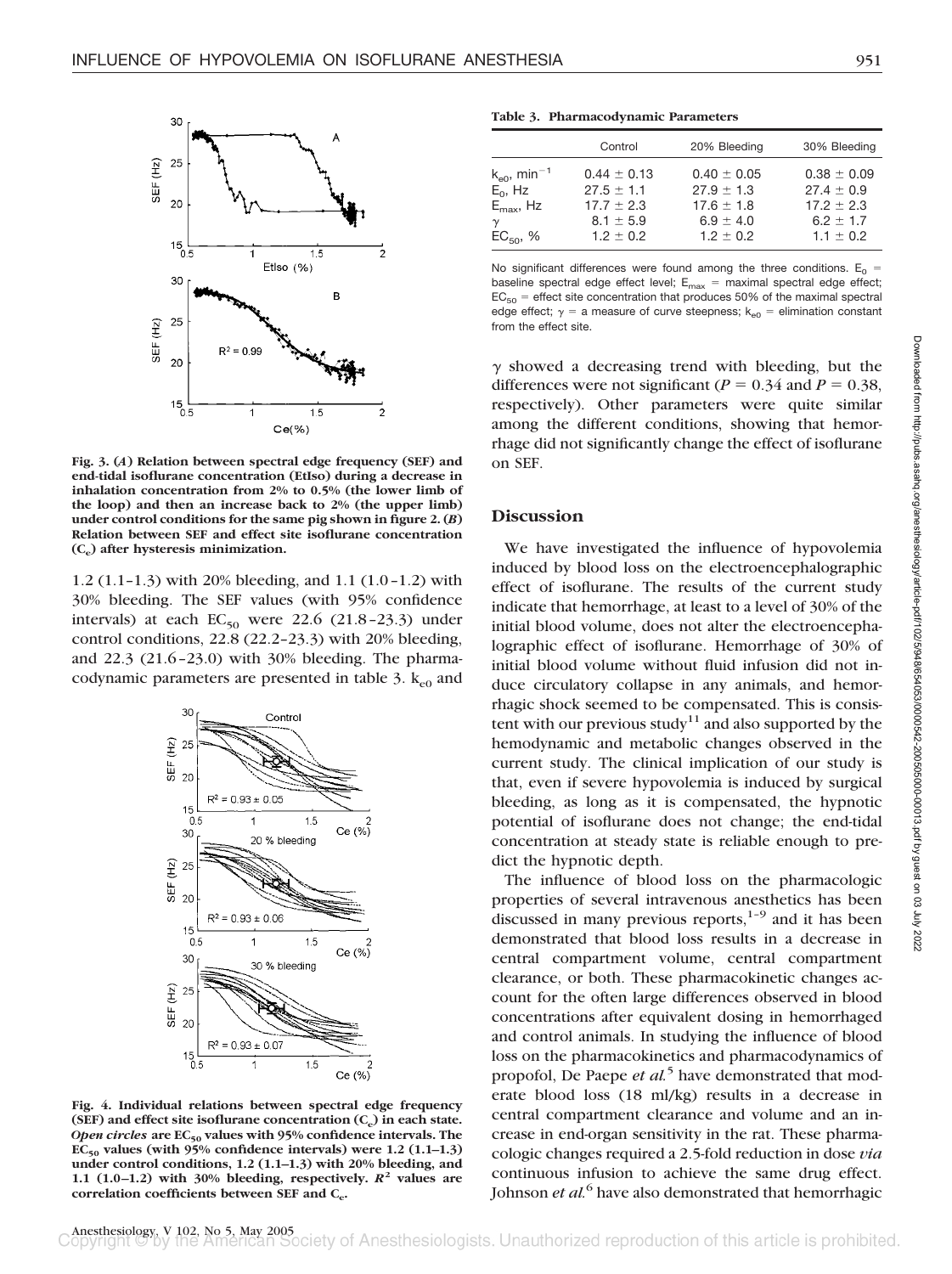**Fig. 3. (*A*) Relation between spectral edge frequency (SEF) and end-tidal isoflurane concentration (EtIso) during a decrease in inhalation concentration from 2% to 0.5% (the lower limb of the loop) and then an increase back to 2% (the upper limb) under control conditions for the same pig shown in figure 2. (*B*) Relation between SEF and effect site isoflurane concentration ($C_e$) after hysteresis minimization.**

1.2 (1.1–1.3) with 20% bleeding, and 1.1 (1.0–1.2) with 30% bleeding. The SEF values (with 95% confidence intervals) at each $EC_{50}$ were 22.6 (21.8–23.3) under control conditions, 22.8 (22.2–23.3) with 20% bleeding, and 22.3 (21.6–23.0) with 30% bleeding. The pharmacodynamic parameters are presented in table 3. $k_{e0}$ and

**Fig. 4. Individual relations between spectral edge frequency (SEF) and effect site isoflurane concentration ($C_e$) in each state. *Open circles* are $EC_{50}$ values with 95% confidence intervals. The $EC_{50}$ values (with 95% confidence intervals) were 1.2 (1.1–1.3) under control conditions, 1.2 (1.1–1.3) with 20% bleeding, and 1.1 (1.0–1.2) with 30% bleeding, respectively. $R^2$ values are correlation coefficients between SEF and $C_e$.**

**Table 3. Pharmacodynamic Parameters**

| | Control | 20% Bleeding | 30% Bleeding |
|---|---|---|---|
| $k_{e0}$, $min^{-1}$ | 0.44 ± 0.13 | 0.40 ± 0.05 | 0.38 ± 0.09 |
| $E_0$, Hz | 27.5 ± 1.1 | 27.9 ± 1.3 | 27.4 ± 0.9 |
| $E_{max}$, Hz | 17.7 ± 2.3 | 17.6 ± 1.8 | 17.2 ± 2.3 |
| $\gamma$ | 8.1 ± 5.9 | 6.9 ± 4.0 | 6.2 ± 1.7 |
| $EC_{50}$, % | 1.2 ± 0.2 | 1.2 ± 0.2 | 1.1 ± 0.2 |

No significant differences were found among the three conditions. $E_0$ = baseline spectral edge effect level; $E_{max}$ = maximal spectral edge effect; $EC_{50}$ = effect site concentration that produces 50% of the maximal spectral edge effect; $\gamma$ = a measure of curve steepness; $k_{e0}$ = elimination constant from the effect site.

$\gamma$ showed a decreasing trend with bleeding, but the differences were not significant ($P = 0.34$ and $P = 0.38$, respectively). Other parameters were quite similar among the different conditions, showing that hemorrhage did not significantly change the effect of isoflurane on SEF.

## Discussion

We have investigated the influence of hypovolemia induced by blood loss on the electroencephalographic effect of isoflurane. The results of the current study indicate that hemorrhage, at least to a level of 30% of the initial blood volume, does not alter the electroencephalographic effect of isoflurane. Hemorrhage of 30% of initial blood volume without fluid infusion did not induce circulatory collapse in any animals, and hemorrhagic shock seemed to be compensated. This is consistent with our previous study[11] and also supported by the hemodynamic and metabolic changes observed in the current study. The clinical implication of our study is that, even if severe hypovolemia is induced by surgical bleeding, as long as it is compensated, the hypnotic potential of isoflurane does not change; the end-tidal concentration at steady state is reliable enough to predict the hypnotic depth.

The influence of blood loss on the pharmacologic properties of several intravenous anesthetics has been discussed in many previous reports,[1–9] and it has been demonstrated that blood loss results in a decrease in central compartment volume, central compartment clearance, or both. These pharmacokinetic changes account for the often large differences observed in blood concentrations after equivalent dosing in hemorrhaged and control animals. In studying the influence of blood loss on the pharmacokinetics and pharmacodynamics of propofol, De Paepe *et al.*[5] have demonstrated that moderate blood loss (18 ml/kg) results in a decrease in central compartment clearance and volume and an increase in end-organ sensitivity in the rat. These pharmacologic changes required a 2.5-fold reduction in dose *via* continuous infusion to achieve the same drug effect. Johnson *et al.*[6] have also demonstrated that hemorrhagic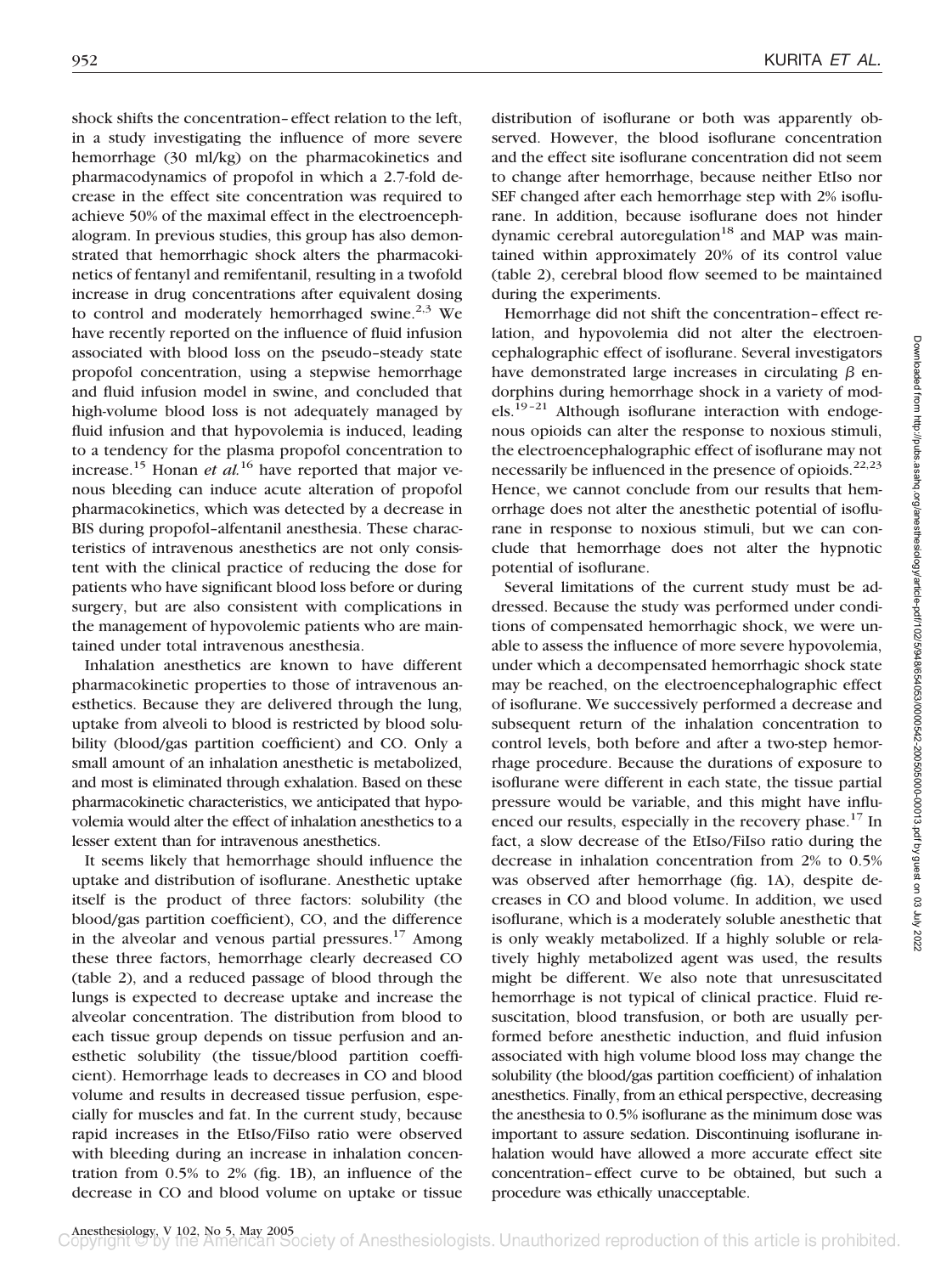shock shifts the concentration–effect relation to the left, in a study investigating the influence of more severe hemorrhage (30 ml/kg) on the pharmacokinetics and pharmacodynamics of propofol in which a 2.7-fold decrease in the effect site concentration was required to achieve 50% of the maximal effect in the electroencephalogram. In previous studies, this group has also demonstrated that hemorrhagic shock alters the pharmacokinetics of fentanyl and remifentanil, resulting in a twofold increase in drug concentrations after equivalent dosing to control and moderately hemorrhaged swine.[2,3] We have recently reported on the influence of fluid infusion associated with blood loss on the pseudo–steady state propofol concentration, using a stepwise hemorrhage and fluid infusion model in swine, and concluded that high-volume blood loss is not adequately managed by fluid infusion and that hypovolemia is induced, leading to a tendency for the plasma propofol concentration to increase.[15] Honan *et al.*[16] have reported that major venous bleeding can induce acute alteration of propofol pharmacokinetics, which was detected by a decrease in BIS during propofol–alfentanil anesthesia. These characteristics of intravenous anesthetics are not only consistent with the clinical practice of reducing the dose for patients who have significant blood loss before or during surgery, but are also consistent with complications in the management of hypovolemic patients who are maintained under total intravenous anesthesia.

Inhalation anesthetics are known to have different pharmacokinetic properties to those of intravenous anesthetics. Because they are delivered through the lung, uptake from alveoli to blood is restricted by blood solubility (blood/gas partition coefficient) and CO. Only a small amount of an inhalation anesthetic is metabolized, and most is eliminated through exhalation. Based on these pharmacokinetic characteristics, we anticipated that hypovolemia would alter the effect of inhalation anesthetics to a lesser extent than for intravenous anesthetics.

It seems likely that hemorrhage should influence the uptake and distribution of isoflurane. Anesthetic uptake itself is the product of three factors: solubility (the blood/gas partition coefficient), CO, and the difference in the alveolar and venous partial pressures.[17] Among these three factors, hemorrhage clearly decreased CO (table 2), and a reduced passage of blood through the lungs is expected to decrease uptake and increase the alveolar concentration. The distribution from blood to each tissue group depends on tissue perfusion and anesthetic solubility (the tissue/blood partition coefficient). Hemorrhage leads to decreases in CO and blood volume and results in decreased tissue perfusion, especially for muscles and fat. In the current study, because rapid increases in the EtIso/FiIso ratio were observed with bleeding during an increase in inhalation concentration from 0.5% to 2% (fig. 1B), an influence of the decrease in CO and blood volume on uptake or tissue distribution of isoflurane or both was apparently observed. However, the blood isoflurane concentration and the effect site isoflurane concentration did not seem to change after hemorrhage, because neither EtIso nor SEF changed after each hemorrhage step with 2% isoflurane. In addition, because isoflurane does not hinder dynamic cerebral autoregulation[18] and MAP was maintained within approximately 20% of its control value (table 2), cerebral blood flow seemed to be maintained during the experiments.

Hemorrhage did not shift the concentration–effect relation, and hypovolemia did not alter the electroencephalographic effect of isoflurane. Several investigators have demonstrated large increases in circulating $\beta$ endorphins during hemorrhage shock in a variety of models.[19–21] Although isoflurane interaction with endogenous opioids can alter the response to noxious stimuli, the electroencephalographic effect of isoflurane may not necessarily be influenced in the presence of opioids.[22,23] Hence, we cannot conclude from our results that hemorrhage does not alter the anesthetic potential of isoflurane in response to noxious stimuli, but we can conclude that hemorrhage does not alter the hypnotic potential of isoflurane.

Several limitations of the current study must be addressed. Because the study was performed under conditions of compensated hemorrhagic shock, we were unable to assess the influence of more severe hypovolemia, under which a decompensated hemorrhagic shock state may be reached, on the electroencephalographic effect of isoflurane. We successively performed a decrease and subsequent return of the inhalation concentration to control levels, both before and after a two-step hemorrhage procedure. Because the durations of exposure to isoflurane were different in each state, the tissue partial pressure would be variable, and this might have influenced our results, especially in the recovery phase.[17] In fact, a slow decrease of the EtIso/FiIso ratio during the decrease in inhalation concentration from 2% to 0.5% was observed after hemorrhage (fig. 1A), despite decreases in CO and blood volume. In addition, we used isoflurane, which is a moderately soluble anesthetic that is only weakly metabolized. If a highly soluble or relatively highly metabolized agent was used, the results might be different. We also note that unresuscitated hemorrhage is not typical of clinical practice. Fluid resuscitation, blood transfusion, or both are usually performed before anesthetic induction, and fluid infusion associated with high volume blood loss may change the solubility (the blood/gas partition coefficient) of inhalation anesthetics. Finally, from an ethical perspective, decreasing the anesthesia to 0.5% isoflurane as the minimum dose was important to assure sedation. Discontinuing isoflurane inhalation would have allowed a more accurate effect site concentration–effect curve to be obtained, but such a procedure was ethically unacceptable.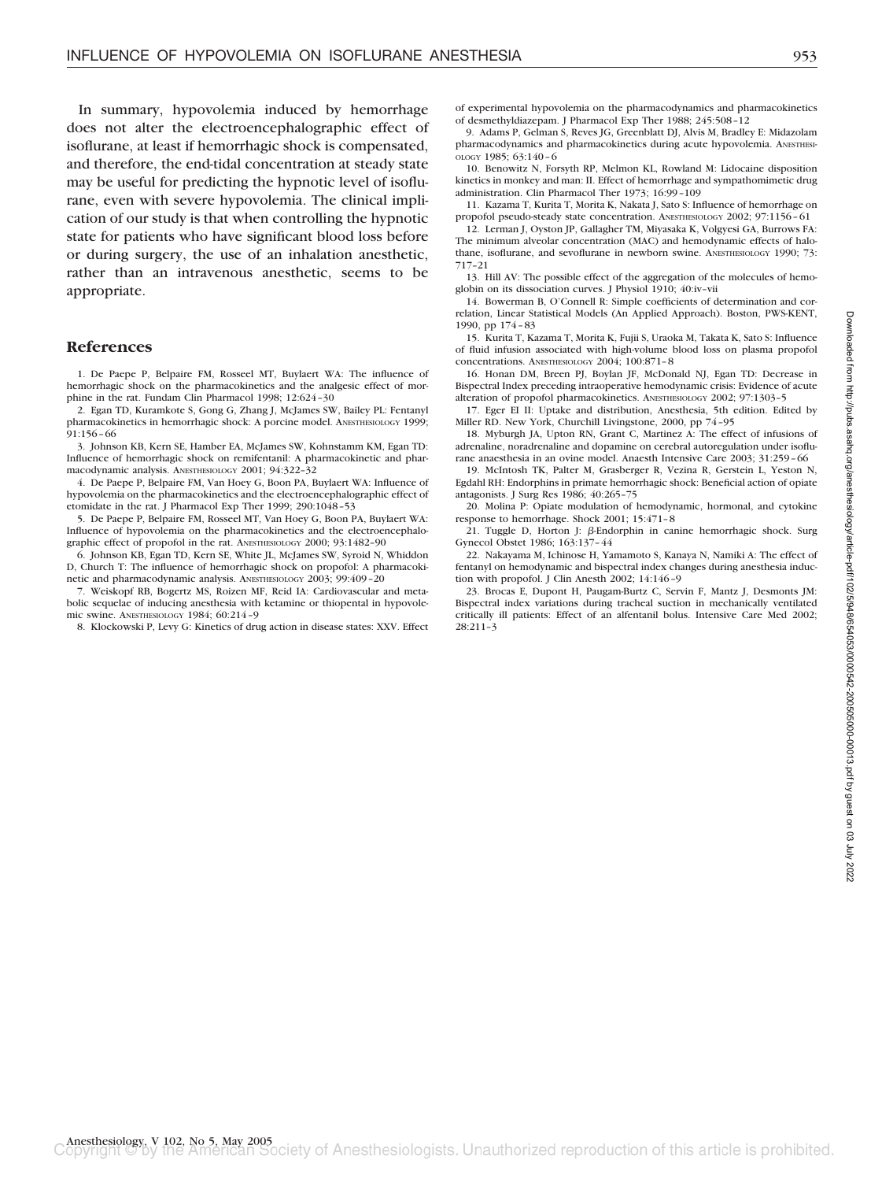In summary, hypovolemia induced by hemorrhage does not alter the electroencephalographic effect of isoflurane, at least if hemorrhagic shock is compensated, and therefore, the end-tidal concentration at steady state may be useful for predicting the hypnotic level of isoflurane, even with severe hypovolemia. The clinical implication of our study is that when controlling the hypnotic state for patients who have significant blood loss before or during surgery, the use of an inhalation anesthetic, rather than an intravenous anesthetic, seems to be appropriate.

## References

1. De Paepe P, Belpaire FM, Rosseel MT, Buylaert WA: The influence of hemorrhagic shock on the pharmacokinetics and the analgesic effect of morphine in the rat. Fundam Clin Pharmacol 1998; 12:624–30

2. Egan TD, Kuramkote S, Gong G, Zhang J, McJames SW, Bailey PL: Fentanyl pharmacokinetics in hemorrhagic shock: A porcine model. Anesthesiology 1999; 91:156–66

3. Johnson KB, Kern SE, Hamber EA, McJames SW, Kohnstamm KM, Egan TD: Influence of hemorrhagic shock on remifentanil: A pharmacokinetic and pharmacodynamic analysis. Anesthesiology 2001; 94:322–32

4. De Paepe P, Belpaire FM, Van Hoey G, Boon PA, Buylaert WA: Influence of hypovolemia on the pharmacokinetics and the electroencephalographic effect of etomidate in the rat. J Pharmacol Exp Ther 1999; 290:1048–53

5. De Paepe P, Belpaire FM, Rosseel MT, Van Hoey G, Boon PA, Buylaert WA: Influence of hypovolemia on the pharmacokinetics and the electroencephalographic effect of propofol in the rat. Anesthesiology 2000; 93:1482–90

6. Johnson KB, Egan TD, Kern SE, White JL, McJames SW, Syroid N, Whiddon D, Church T: The influence of hemorrhagic shock on propofol: A pharmacokinetic and pharmacodynamic analysis. Anesthesiology 2003; 99:409–20

7. Weiskopf RB, Bogertz MS, Roizen MF, Reid IA: Cardiovascular and metabolic sequelae of inducing anesthesia with ketamine or thiopental in hypovolemic swine. Anesthesiology 1984; 60:214–9

8. Klockowski P, Levy G: Kinetics of drug action in disease states: XXV. Effect of experimental hypovolemia on the pharmacodynamics and pharmacokinetics of desmethyldiazepam. J Pharmacol Exp Ther 1988; 245:508–12

9. Adams P, Gelman S, Reves JG, Greenblatt DJ, Alvis M, Bradley E: Midazolam pharmacodynamics and pharmacokinetics during acute hypovolemia. Anesthesiology 1985; 63:140–6

10. Benowitz N, Forsyth RP, Melmon KL, Rowland M: Lidocaine disposition kinetics in monkey and man: II. Effect of hemorrhage and sympathomimetic drug administration. Clin Pharmacol Ther 1973; 16:99–109

11. Kazama T, Kurita T, Morita K, Nakata J, Sato S: Influence of hemorrhage on propofol pseudo-steady state concentration. Anesthesiology 2002; 97:1156–61

12. Lerman J, Oyston JP, Gallagher TM, Miyasaka K, Volgyesi GA, Burrows FA: The minimum alveolar concentration (MAC) and hemodynamic effects of halothane, isoflurane, and sevoflurane in newborn swine. Anesthesiology 1990; 73:717–21

13. Hill AV: The possible effect of the aggregation of the molecules of hemoglobin on its dissociation curves. J Physiol 1910; 40:iv–vii

14. Bowerman B, O'Connell R: Simple coefficients of determination and correlation, Linear Statistical Models (An Applied Approach). Boston, PWS-KENT, 1990, pp 174–83

15. Kurita T, Kazama T, Morita K, Fujii S, Uraoka M, Takata K, Sato S: Influence of fluid infusion associated with high-volume blood loss on plasma propofol concentrations. Anesthesiology 2004; 100:871–8

16. Honan DM, Breen PJ, Boylan JF, McDonald NJ, Egan TD: Decrease in Bispectral Index preceding intraoperative hemodynamic crisis: Evidence of acute alteration of propofol pharmacokinetics. Anesthesiology 2002; 97:1303–5

17. Eger EI II: Uptake and distribution, Anesthesia, 5th edition. Edited by Miller RD. New York, Churchill Livingstone, 2000, pp 74–95

18. Myburgh JA, Upton RN, Grant C, Martinez A: The effect of infusions of adrenaline, noradrenaline and dopamine on cerebral autoregulation under isoflurane anaesthesia in an ovine model. Anaesth Intensive Care 2003; 31:259–66

19. McIntosh TK, Palter M, Grasberger R, Vezina R, Gerstein L, Yeston N, Egdahl RH: Endorphins in primate hemorrhagic shock: Beneficial action of opiate antagonists. J Surg Res 1986; 40:265–75

20. Molina P: Opiate modulation of hemodynamic, hormonal, and cytokine response to hemorrhage. Shock 2001; 15:471–8

21. Tuggle D, Horton J: β-Endorphin in canine hemorrhagic shock. Surg Gynecol Obstet 1986; 163:137–44

22. Nakayama M, Ichinose H, Yamamoto S, Kanaya N, Namiki A: The effect of fentanyl on hemodynamic and bispectral index changes during anesthesia induction with propofol. J Clin Anesth 2002; 14:146–9

23. Brocas E, Dupont H, Paugam-Burtz C, Servin F, Mantz J, Desmonts JM: Bispectral index variations during tracheal suction in mechanically ventilated critically ill patients: Effect of an alfentanil bolus. Intensive Care Med 2002; 28:211–3